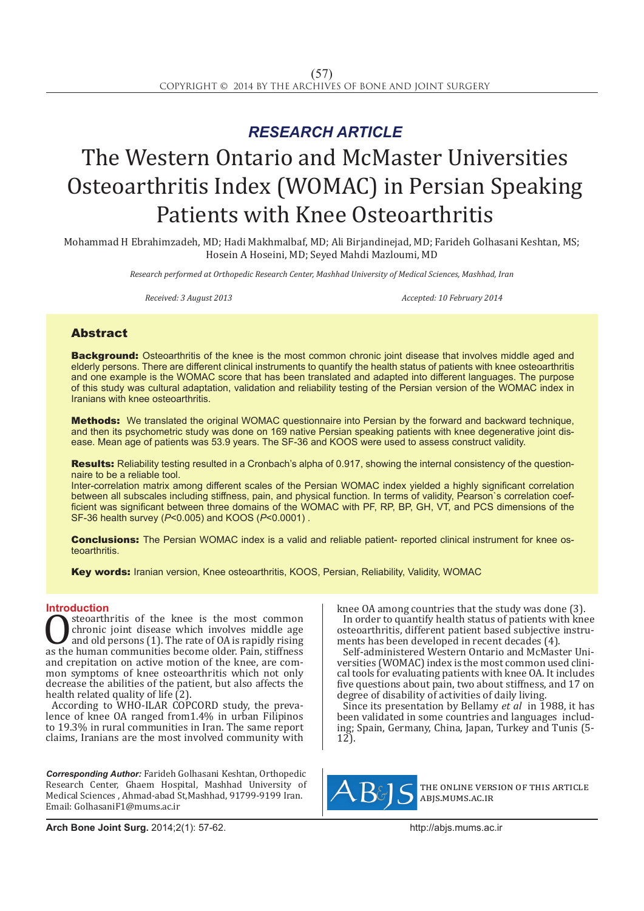*RESEARCH ARTICLE*

# The Western Ontario and McMaster Universities Osteoarthritis Index (WOMAC) in Persian Speaking Patients with Knee Osteoarthritis

Mohammad H Ebrahimzadeh, MD; Hadi Makhmalbaf, MD; Ali Birjandinejad, MD; Farideh Golhasani Keshtan, MS; Hosein A Hoseini, MD; Seyed Mahdi Mazloumi, MD

*Research performed at Orthopedic Research Center, Mashhad University of Medical Sciences, Mashhad, Iran*

*Received: 3 August 2013* *Accepted: 10 February 2014*

## Abstract

**Background:** Osteoarthritis of the knee is the most common chronic joint disease that involves middle aged and elderly persons. There are different clinical instruments to quantify the health status of patients with knee osteoarthritis and one example is the WOMAC score that has been translated and adapted into different languages. The purpose of this study was cultural adaptation, validation and reliability testing of the Persian version of the WOMAC index in Iranians with knee osteoarthritis.

**Methods:** We translated the original WOMAC questionnaire into Persian by the forward and backward technique, and then its psychometric study was done on 169 native Persian speaking patients with knee degenerative joint disease. Mean age of patients was 53.9 years. The SF-36 and KOOS were used to assess construct validity.

**Results:** Reliability testing resulted in a Cronbach's alpha of 0.917, showing the internal consistency of the questionnaire to be a reliable tool.
Inter-correlation matrix among different scales of the Persian WOMAC index yielded a highly significant correlation between all subscales including stiffness, pain, and physical function. In terms of validity, Pearson`s correlation coefficient was significant between three domains of the WOMAC with PF, RP, BP, GH, VT, and PCS dimensions of the SF-36 health survey ($P<0.005$) and KOOS ($P<0.0001$) .

**Conclusions:** The Persian WOMAC index is a valid and reliable patient- reported clinical instrument for knee osteoarthritis.

**Key words:** Iranian version, Knee osteoarthritis, KOOS, Persian, Reliability, Validity, WOMAC

## Introduction

Osteoarthritis of the knee is the most common chronic joint disease which involves middle age and old persons (1). The rate of OA is rapidly rising as the human communities become older. Pain, stiffness and crepitation on active motion of the knee, are common symptoms of knee osteoarthritis which not only decrease the abilities of the patient, but also affects the health related quality of life (2).

According to WHO-ILAR COPCORD study, the prevalence of knee OA ranged from1.4% in urban Filipinos to 19.3% in rural communities in Iran. The same report claims, Iranians are the most involved community with knee OA among countries that the study was done (3).

In order to quantify health status of patients with knee osteoarthritis, different patient based subjective instruments has been developed in recent decades (4).

Self-administered Western Ontario and McMaster Universities (WOMAC) index is the most common used clinical tools for evaluating patients with knee OA. It includes five questions about pain, two about stiffness, and 17 on degree of disability of activities of daily living.

Since its presentation by Bellamy *et al* in 1988, it has been validated in some countries and languages including; Spain, Germany, China, Japan, Turkey and Tunis (5-12).

***Corresponding Author:*** Farideh Golhasani Keshtan, Orthopedic Research Center, Ghaem Hospital, Mashhad University of Medical Sciences , Ahmad-abad St,Mashhad, 91799-9199 Iran.
Email: GolhasaniF1@mums.ac.ir

THE ONLINE VERSION OF THIS ARTICLE
ABJS.MUMS.AC.IR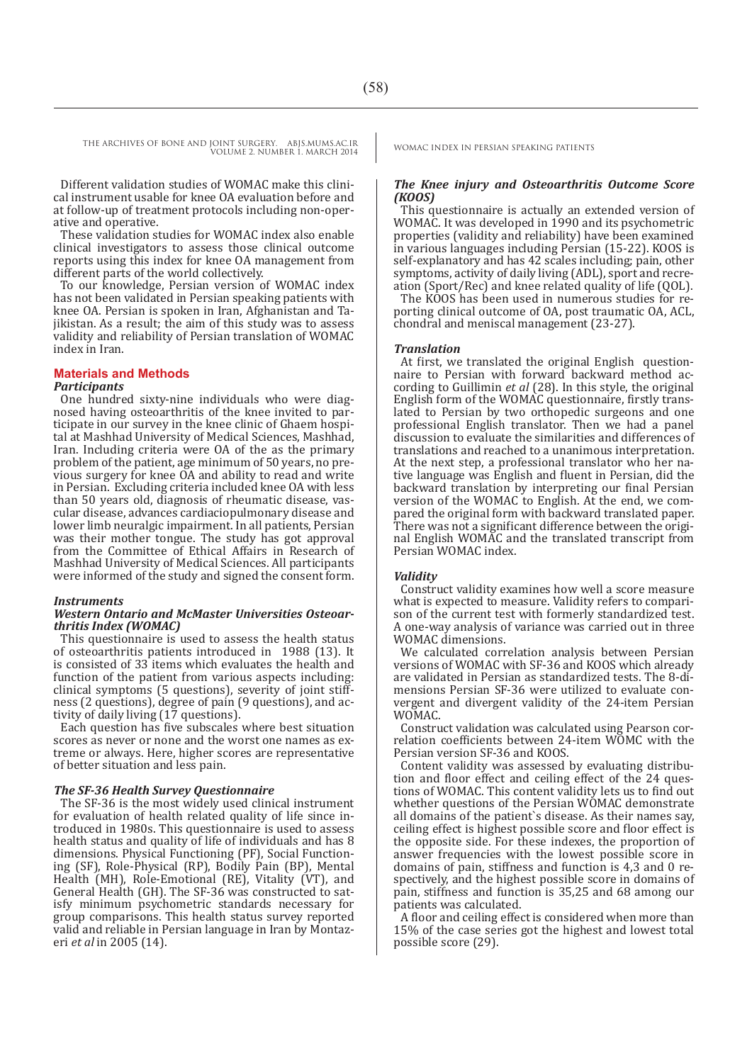Different validation studies of WOMAC make this clinical instrument usable for knee OA evaluation before and at follow-up of treatment protocols including non-operative and operative.

These validation studies for WOMAC index also enable clinical investigators to assess those clinical outcome reports using this index for knee OA management from different parts of the world collectively.

To our knowledge, Persian version of WOMAC index has not been validated in Persian speaking patients with knee OA. Persian is spoken in Iran, Afghanistan and Tajikistan. As a result; the aim of this study was to assess validity and reliability of Persian translation of WOMAC index in Iran.

## Materials and Methods

### *Participants*

One hundred sixty-nine individuals who were diagnosed having osteoarthritis of the knee invited to participate in our survey in the knee clinic of Ghaem hospital at Mashhad University of Medical Sciences, Mashhad, Iran. Including criteria were OA of the as the primary problem of the patient, age minimum of 50 years, no previous surgery for knee OA and ability to read and write in Persian. Excluding criteria included knee OA with less than 50 years old, diagnosis of rheumatic disease, vascular disease, advances cardiaciopulmonary disease and lower limb neuralgic impairment. In all patients, Persian was their mother tongue. The study has got approval from the Committee of Ethical Affairs in Research of Mashhad University of Medical Sciences. All participants were informed of the study and signed the consent form.

### *Instruments*

#### *Western Ontario and McMaster Universities Osteoarthritis Index (WOMAC)*

This questionnaire is used to assess the health status of osteoarthritis patients introduced in 1988 (13). It is consisted of 33 items which evaluates the health and function of the patient from various aspects including: clinical symptoms (5 questions), severity of joint stiffness (2 questions), degree of pain (9 questions), and activity of daily living (17 questions).

Each question has five subscales where best situation scores as never or none and the worst one names as extreme or always. Here, higher scores are representative of better situation and less pain.

#### *The SF-36 Health Survey Questionnaire*

The SF-36 is the most widely used clinical instrument for evaluation of health related quality of life since introduced in 1980s. This questionnaire is used to assess health status and quality of life of individuals and has 8 dimensions. Physical Functioning (PF), Social Functioning (SF), Role-Physical (RP), Bodily Pain (BP), Mental Health (MH), Role-Emotional (RE), Vitality (VT), and General Health (GH). The SF-36 was constructed to satisfy minimum psychometric standards necessary for group comparisons. This health status survey reported valid and reliable in Persian language in Iran by Montazeri *et al* in 2005 (14).

#### *The Knee injury and Osteoarthritis Outcome Score (KOOS)*

This questionnaire is actually an extended version of WOMAC. It was developed in 1990 and its psychometric properties (validity and reliability) have been examined in various languages including Persian (15-22). KOOS is self-explanatory and has 42 scales including; pain, other symptoms, activity of daily living (ADL), sport and recreation (Sport/Rec) and knee related quality of life (QOL).

The KOOS has been used in numerous studies for reporting clinical outcome of OA, post traumatic OA, ACL, chondral and meniscal management (23-27).

### *Translation*

At first, we translated the original English questionnaire to Persian with forward backward method according to Guillimin *et al* (28). In this style, the original English form of the WOMAC questionnaire, firstly translated to Persian by two orthopedic surgeons and one professional English translator. Then we had a panel discussion to evaluate the similarities and differences of translations and reached to a unanimous interpretation. At the next step, a professional translator who her native language was English and fluent in Persian, did the backward translation by interpreting our final Persian version of the WOMAC to English. At the end, we compared the original form with backward translated paper. There was not a significant difference between the original English WOMAC and the translated transcript from Persian WOMAC index.

### *Validity*

Construct validity examines how well a score measure what is expected to measure. Validity refers to comparison of the current test with formerly standardized test. A one-way analysis of variance was carried out in three WOMAC dimensions.

We calculated correlation analysis between Persian versions of WOMAC with SF-36 and KOOS which already are validated in Persian as standardized tests. The 8-dimensions Persian SF-36 were utilized to evaluate convergent and divergent validity of the 24-item Persian WOMAC.

Construct validation was calculated using Pearson correlation coefficients between 24-item WOMC with the Persian version SF-36 and KOOS.

Content validity was assessed by evaluating distribution and floor effect and ceiling effect of the 24 questions of WOMAC. This content validity lets us to find out whether questions of the Persian WOMAC demonstrate all domains of the patient`s disease. As their names say, ceiling effect is highest possible score and floor effect is the opposite side. For these indexes, the proportion of answer frequencies with the lowest possible score in domains of pain, stiffness and function is 4,3 and 0 respectively, and the highest possible score in domains of pain, stiffness and function is 35,25 and 68 among our patients was calculated.

A floor and ceiling effect is considered when more than 15% of the case series got the highest and lowest total possible score (29).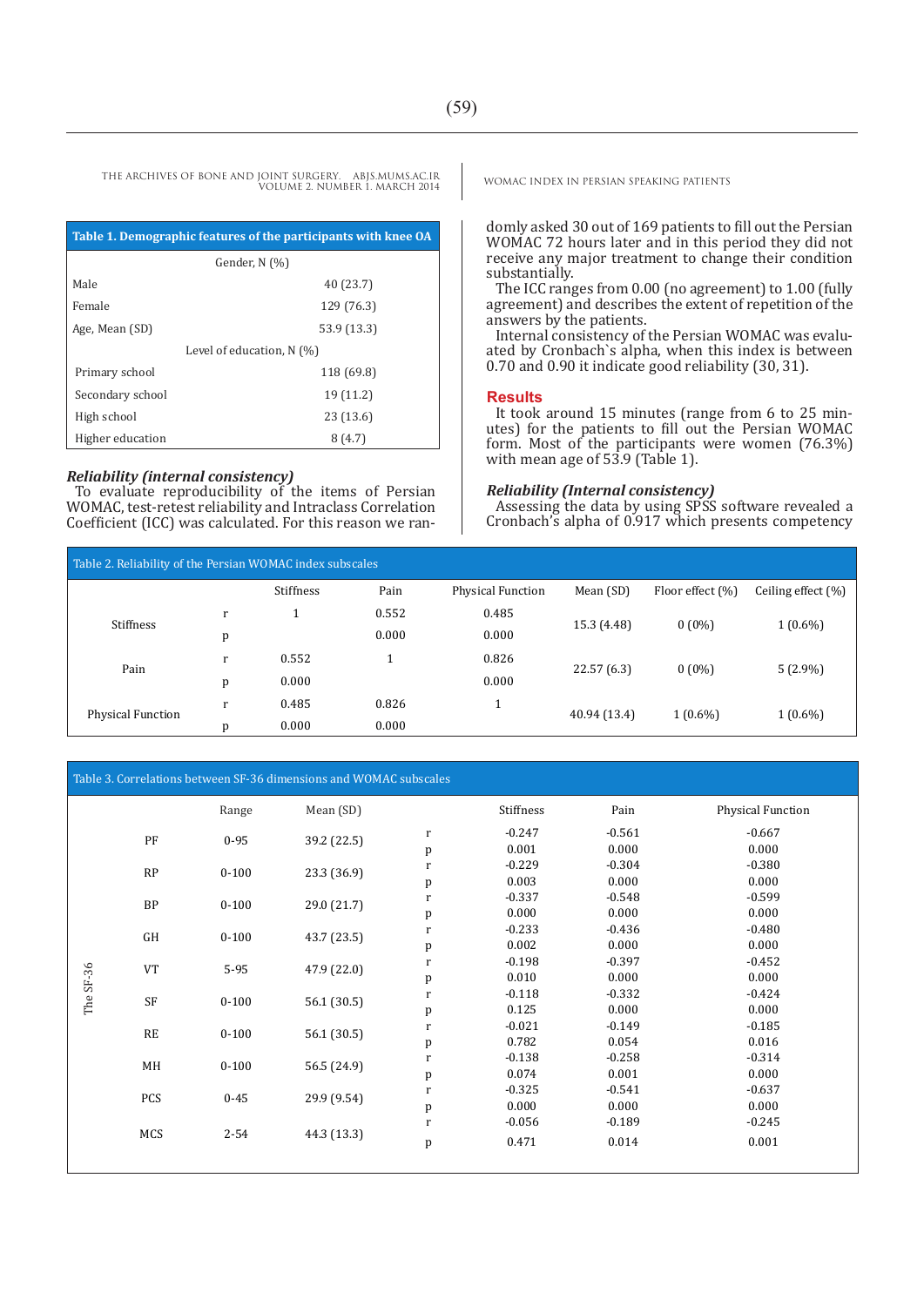**Table 1. Demographic features of the participants with knee OA**

| | |
|---|---|
| Gender, N (%) | |
| Male | 40 (23.7) |
| Female | 129 (76.3) |
| Age, Mean (SD) | 53.9 (13.3) |
| Level of education, N (%) | |
| Primary school | 118 (69.8) |
| Secondary school | 19 (11.2) |
| High school | 23 (13.6) |
| Higher education | 8 (4.7) |

***Reliability (internal consistency)***

To evaluate reproducibility of the items of Persian WOMAC, test-retest reliability and Intraclass Correlation Coefficient (ICC) was calculated. For this reason we randomly asked 30 out of 169 patients to fill out the Persian WOMAC 72 hours later and in this period they did not receive any major treatment to change their condition substantially.

The ICC ranges from 0.00 (no agreement) to 1.00 (fully agreement) and describes the extent of repetition of the answers by the patients.

Internal consistency of the Persian WOMAC was evaluated by Cronbach`s alpha, when this index is between 0.70 and 0.90 it indicate good reliability (30, 31).

## Results

It took around 15 minutes (range from 6 to 25 minutes) for the patients to fill out the Persian WOMAC form. Most of the participants were women (76.3%) with mean age of 53.9 (Table 1).

***Reliability (Internal consistency)***

Assessing the data by using SPSS software revealed a Cronbach's alpha of 0.917 which presents competency

**Table 2. Reliability of the Persian WOMAC index subscales**

| | | Stiffness | Pain | Physical Function | Mean (SD) | Floor effect (%) | Ceiling effect (%) |
|---|---|---|---|---|---|---|---|
| Stiffness | r | 1 | 0.552 | 0.485 | 15.3 (4.48) | 0 (0%) | 1 (0.6%) |
| | p | | 0.000 | 0.000 | | | |
| Pain | r | 0.552 | 1 | 0.826 | 22.57 (6.3) | 0 (0%) | 5 (2.9%) |
| | p | 0.000 | | 0.000 | | | |
| Physical Function | r | 0.485 | 0.826 | 1 | 40.94 (13.4) | 1 (0.6%) | 1 (0.6%) |
| | p | 0.000 | 0.000 | | | | |

**Table 3. Correlations between SF-36 dimensions and WOMAC subscales**

| | | Range | Mean (SD) | | Stiffness | Pain | Physical Function |
|---|---|---|---|---|---|---|---|
| The SF-36 | PF | 0-95 | 39.2 (22.5) | r | -0.247 | -0.561 | -0.667 |
| | | | | p | 0.001 | 0.000 | 0.000 |
| | RP | 0-100 | 23.3 (36.9) | r | -0.229 | -0.304 | -0.380 |
| | | | | p | 0.003 | 0.000 | 0.000 |
| | BP | 0-100 | 29.0 (21.7) | r | -0.337 | -0.548 | -0.599 |
| | | | | p | 0.000 | 0.000 | 0.000 |
| | GH | 0-100 | 43.7 (23.5) | r | -0.233 | -0.436 | -0.480 |
| | | | | p | 0.002 | 0.000 | 0.000 |
| | VT | 5-95 | 47.9 (22.0) | r | -0.198 | -0.397 | -0.452 |
| | | | | p | 0.010 | 0.000 | 0.000 |
| | SF | 0-100 | 56.1 (30.5) | r | -0.118 | -0.332 | -0.424 |
| | | | | p | 0.125 | 0.000 | 0.000 |
| | RE | 0-100 | 56.1 (30.5) | r | -0.021 | -0.149 | -0.185 |
| | | | | p | 0.782 | 0.054 | 0.016 |
| | MH | 0-100 | 56.5 (24.9) | r | -0.138 | -0.258 | -0.314 |
| | | | | p | 0.074 | 0.001 | 0.000 |
| | PCS | 0-45 | 29.9 (9.54) | r | -0.325 | -0.541 | -0.637 |
| | | | | p | 0.000 | 0.000 | 0.000 |
| | MCS | 2-54 | 44.3 (13.3) | r | -0.056 | -0.189 | -0.245 |
| | | | | p | 0.471 | 0.014 | 0.001 |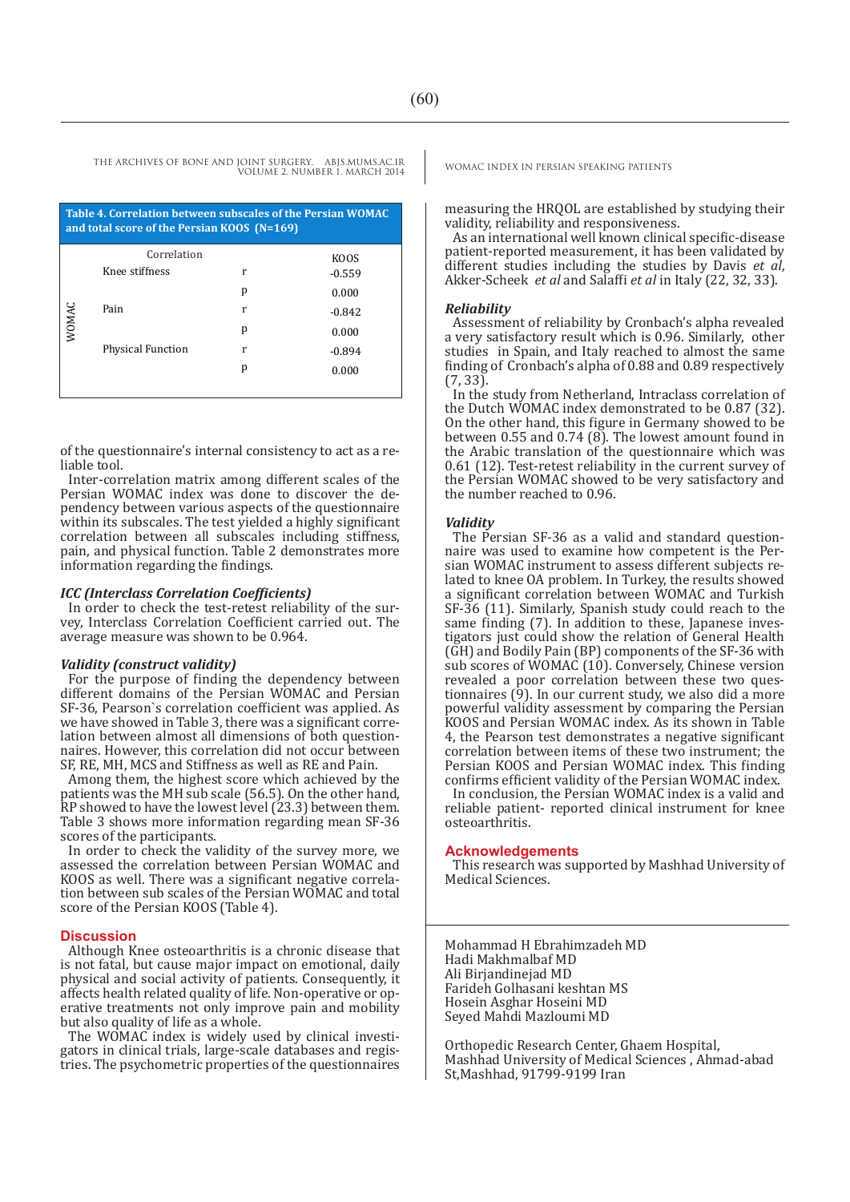**Table 4. Correlation between subscales of the Persian WOMAC and total score of the Persian KOOS (N=169)**

| | Correlation | | KOOS |
|---|---|---|---|
| WOMAC | Knee stiffness | r | -0.559 |
| | | p | 0.000 |
| | Pain | r | -0.842 |
| | | p | 0.000 |
| | Physical Function | r | -0.894 |
| | | p | 0.000 |

of the questionnaire's internal consistency to act as a reliable tool.

Inter-correlation matrix among different scales of the Persian WOMAC index was done to discover the dependency between various aspects of the questionnaire within its subscales. The test yielded a highly significant correlation between all subscales including stiffness, pain, and physical function. Table 2 demonstrates more information regarding the findings.

### *ICC (Interclass Correlation Coefficients)*

In order to check the test-retest reliability of the survey, Interclass Correlation Coefficient carried out. The average measure was shown to be 0.964.

### *Validity (construct validity)*

For the purpose of finding the dependency between different domains of the Persian WOMAC and Persian SF-36, Pearson`s correlation coefficient was applied. As we have showed in Table 3, there was a significant correlation between almost all dimensions of both questionnaires. However, this correlation did not occur between SF, RE, MH, MCS and Stiffness as well as RE and Pain.

Among them, the highest score which achieved by the patients was the MH sub scale (56.5). On the other hand, RP showed to have the lowest level (23.3) between them. Table 3 shows more information regarding mean SF-36 scores of the participants.

In order to check the validity of the survey more, we assessed the correlation between Persian WOMAC and KOOS as well. There was a significant negative correlation between sub scales of the Persian WOMAC and total score of the Persian KOOS (Table 4).

## Discussion

Although Knee osteoarthritis is a chronic disease that is not fatal, but cause major impact on emotional, daily physical and social activity of patients. Consequently, it affects health related quality of life. Non-operative or operative treatments not only improve pain and mobility but also quality of life as a whole.

The WOMAC index is widely used by clinical investigators in clinical trials, large-scale databases and registries. The psychometric properties of the questionnaires measuring the HRQOL are established by studying their validity, reliability and responsiveness.

As an international well known clinical specific-disease patient-reported measurement, it has been validated by different studies including the studies by Davis *et al*, Akker-Scheek *et al* and Salaffi *et al* in Italy (22, 32, 33).

### *Reliability*

Assessment of reliability by Cronbach's alpha revealed a very satisfactory result which is 0.96. Similarly, other studies in Spain, and Italy reached to almost the same finding of Cronbach's alpha of 0.88 and 0.89 respectively (7, 33).

In the study from Netherland, Intraclass correlation of the Dutch WOMAC index demonstrated to be 0.87 (32). On the other hand, this figure in Germany showed to be between 0.55 and 0.74 (8). The lowest amount found in the Arabic translation of the questionnaire which was 0.61 (12). Test-retest reliability in the current survey of the Persian WOMAC showed to be very satisfactory and the number reached to 0.96.

### *Validity*

The Persian SF-36 as a valid and standard questionnaire was used to examine how competent is the Persian WOMAC instrument to assess different subjects related to knee OA problem. In Turkey, the results showed a significant correlation between WOMAC and Turkish SF-36 (11). Similarly, Spanish study could reach to the same finding (7). In addition to these, Japanese investigators just could show the relation of General Health (GH) and Bodily Pain (BP) components of the SF-36 with sub scores of WOMAC (10). Conversely, Chinese version revealed a poor correlation between these two questionnaires (9). In our current study, we also did a more powerful validity assessment by comparing the Persian KOOS and Persian WOMAC index. As its shown in Table 4, the Pearson test demonstrates a negative significant correlation between items of these two instrument; the Persian KOOS and Persian WOMAC index. This finding confirms efficient validity of the Persian WOMAC index.

In conclusion, the Persian WOMAC index is a valid and reliable patient- reported clinical instrument for knee osteoarthritis.

## Acknowledgements

This research was supported by Mashhad University of Medical Sciences.

Mohammad H Ebrahimzadeh MD
Hadi Makhmalbaf MD
Ali Birjandinejad MD
Farideh Golhasani keshtan MS
Hosein Asghar Hoseini MD
Seyed Mahdi Mazloumi MD

Orthopedic Research Center, Ghaem Hospital, Mashhad University of Medical Sciences , Ahmad-abad St,Mashhad, 91799-9199 Iran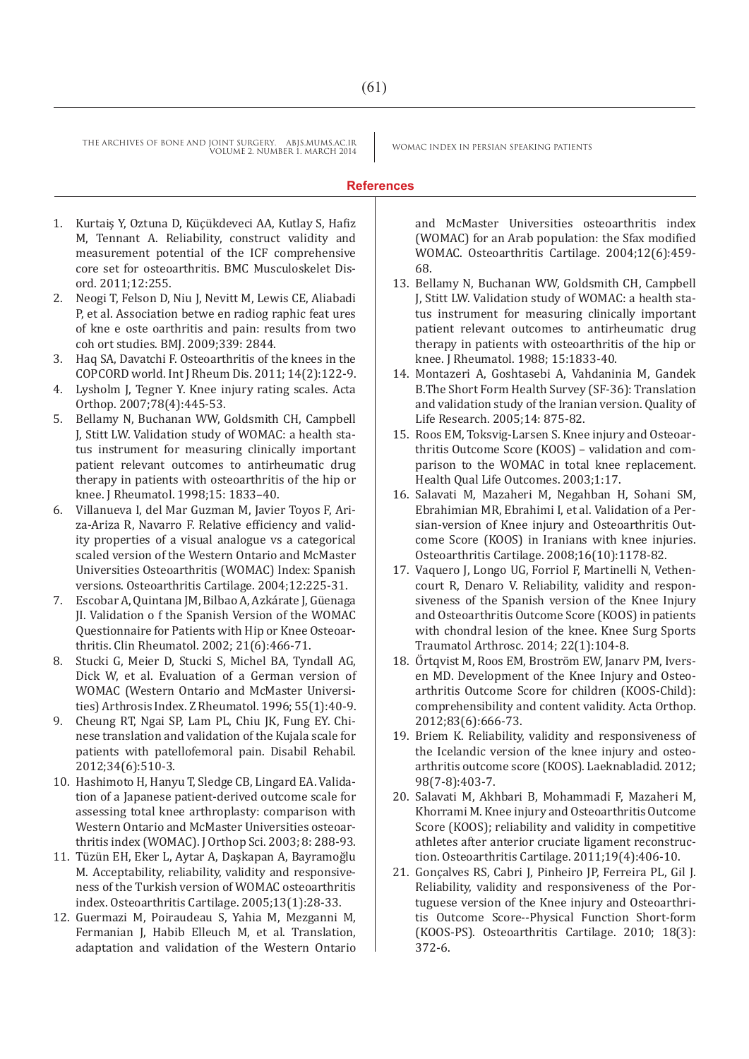## References

1. Kurtaiş Y, Oztuna D, Küçükdeveci AA, Kutlay S, Hafiz M, Tennant A. Reliability, construct validity and measurement potential of the ICF comprehensive core set for osteoarthritis. BMC Musculoskelet Disord. 2011;12:255.
2. Neogi T, Felson D, Niu J, Nevitt M, Lewis CE, Aliabadi P, et al. Association betwe en radiog raphic feat ures of kne e oste oarthritis and pain: results from two coh ort studies. BMJ. 2009;339: 2844.
3. Haq SA, Davatchi F. Osteoarthritis of the knees in the COPCORD world. Int J Rheum Dis. 2011; 14(2):122-9.
4. Lysholm J, Tegner Y. Knee injury rating scales. Acta Orthop. 2007;78(4):445-53.
5. Bellamy N, Buchanan WW, Goldsmith CH, Campbell J, Stitt LW. Validation study of WOMAC: a health status instrument for measuring clinically important patient relevant outcomes to antirheumatic drug therapy in patients with osteoarthritis of the hip or knee. J Rheumatol. 1998;15: 1833–40.
6. Villanueva I, del Mar Guzman M, Javier Toyos F, Ariza-Ariza R, Navarro F. Relative efficiency and validity properties of a visual analogue vs a categorical scaled version of the Western Ontario and McMaster Universities Osteoarthritis (WOMAC) Index: Spanish versions. Osteoarthritis Cartilage. 2004;12:225-31.
7. Escobar A, Quintana JM, Bilbao A, Azkárate J, Güenaga JI. Validation o f the Spanish Version of the WOMAC Questionnaire for Patients with Hip or Knee Osteoarthritis. Clin Rheumatol. 2002; 21(6):466-71.
8. Stucki G, Meier D, Stucki S, Michel BA, Tyndall AG, Dick W, et al. Evaluation of a German version of WOMAC (Western Ontario and McMaster Universities) Arthrosis Index. Z Rheumatol. 1996; 55(1):40-9.
9. Cheung RT, Ngai SP, Lam PL, Chiu JK, Fung EY. Chinese translation and validation of the Kujala scale for patients with patellofemoral pain. Disabil Rehabil. 2012;34(6):510-3.
10. Hashimoto H, Hanyu T, Sledge CB, Lingard EA. Validation of a Japanese patient-derived outcome scale for assessing total knee arthroplasty: comparison with Western Ontario and McMaster Universities osteoarthritis index (WOMAC). J Orthop Sci. 2003; 8: 288-93.
11. Tüzün EH, Eker L, Aytar A, Daşkapan A, Bayramoğlu M. Acceptability, reliability, validity and responsiveness of the Turkish version of WOMAC osteoarthritis index. Osteoarthritis Cartilage. 2005;13(1):28-33.
12. Guermazi M, Poiraudeau S, Yahia M, Mezganni M, Fermanian J, Habib Elleuch M, et al. Translation, adaptation and validation of the Western Ontario and McMaster Universities osteoarthritis index (WOMAC) for an Arab population: the Sfax modified WOMAC. Osteoarthritis Cartilage. 2004;12(6):459-68.
13. Bellamy N, Buchanan WW, Goldsmith CH, Campbell J, Stitt LW. Validation study of WOMAC: a health status instrument for measuring clinically important patient relevant outcomes to antirheumatic drug therapy in patients with osteoarthritis of the hip or knee. J Rheumatol. 1988; 15:1833-40.
14. Montazeri A, Goshtasebi A, Vahdaninia M, Gandek B.The Short Form Health Survey (SF-36): Translation and validation study of the Iranian version. Quality of Life Research. 2005;14: 875-82.
15. Roos EM, Toksvig-Larsen S. Knee injury and Osteoarthritis Outcome Score (KOOS) – validation and comparison to the WOMAC in total knee replacement. Health Qual Life Outcomes. 2003;1:17.
16. Salavati M, Mazaheri M, Negahban H, Sohani SM, Ebrahimian MR, Ebrahimi I, et al. Validation of a Persian-version of Knee injury and Osteoarthritis Outcome Score (KOOS) in Iranians with knee injuries. Osteoarthritis Cartilage. 2008;16(10):1178-82.
17. Vaquero J, Longo UG, Forriol F, Martinelli N, Vethencourt R, Denaro V. Reliability, validity and responsiveness of the Spanish version of the Knee Injury and Osteoarthritis Outcome Score (KOOS) in patients with chondral lesion of the knee. Knee Surg Sports Traumatol Arthrosc. 2014; 22(1):104-8.
18. Örtqvist M, Roos EM, Broström EW, Janarv PM, Iversen MD. Development of the Knee Injury and Osteoarthritis Outcome Score for children (KOOS-Child): comprehensibility and content validity. Acta Orthop. 2012;83(6):666-73.
19. Briem K. Reliability, validity and responsiveness of the Icelandic version of the knee injury and osteoarthritis outcome score (KOOS). Laeknabladid. 2012; 98(7-8):403-7.
20. Salavati M, Akhbari B, Mohammadi F, Mazaheri M, Khorrami M. Knee injury and Osteoarthritis Outcome Score (KOOS); reliability and validity in competitive athletes after anterior cruciate ligament reconstruction. Osteoarthritis Cartilage. 2011;19(4):406-10.
21. Gonçalves RS, Cabri J, Pinheiro JP, Ferreira PL, Gil J. Reliability, validity and responsiveness of the Portuguese version of the Knee injury and Osteoarthritis Outcome Score--Physical Function Short-form (KOOS-PS). Osteoarthritis Cartilage. 2010; 18(3): 372-6.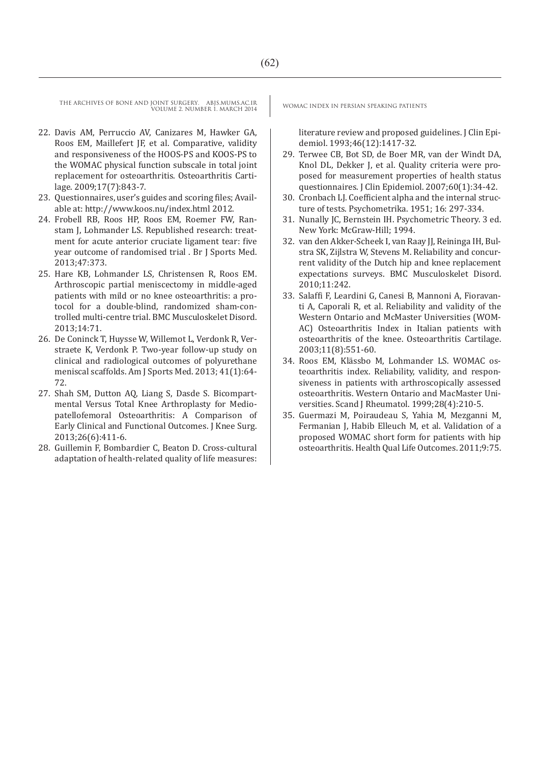22. Davis AM, Perruccio AV, Canizares M, Hawker GA, Roos EM, Maillefert JF, et al. Comparative, validity and responsiveness of the HOOS-PS and KOOS-PS to the WOMAC physical function subscale in total joint replacement for osteoarthritis. Osteoarthritis Cartilage. 2009;17(7):843-7.
23. Questionnaires, user's guides and scoring files; Available at: http://www.koos.nu/index.html 2012.
24. Frobell RB, Roos HP, Roos EM, Roemer FW, Ranstam J, Lohmander LS. Republished research: treatment for acute anterior cruciate ligament tear: five year outcome of randomised trial . Br J Sports Med. 2013;47:373.
25. Hare KB, Lohmander LS, Christensen R, Roos EM. Arthroscopic partial meniscectomy in middle-aged patients with mild or no knee osteoarthritis: a protocol for a double-blind, randomized sham-controlled multi-centre trial. BMC Musculoskelet Disord. 2013;14:71.
26. De Coninck T, Huysse W, Willemot L, Verdonk R, Verstraete K, Verdonk P. Two-year follow-up study on clinical and radiological outcomes of polyurethane meniscal scaffolds. Am J Sports Med. 2013; 41(1):64-72.
27. Shah SM, Dutton AQ, Liang S, Dasde S. Bicompartmental Versus Total Knee Arthroplasty for Medio-patellofemoral Osteoarthritis: A Comparison of Early Clinical and Functional Outcomes. J Knee Surg. 2013;26(6):411-6.
28. Guillemin F, Bombardier C, Beaton D. Cross-cultural adaptation of health-related quality of life measures: literature review and proposed guidelines. J Clin Epidemiol. 1993;46(12):1417-32.
29. Terwee CB, Bot SD, de Boer MR, van der Windt DA, Knol DL, Dekker J, et al. Quality criteria were proposed for measurement properties of health status questionnaires. J Clin Epidemiol. 2007;60(1):34-42.
30. Cronbach LJ. Coefficient alpha and the internal structure of tests. Psychometrika. 1951; 16: 297-334.
31. Nunally JC, Bernstein IH. Psychometric Theory. 3 ed. New York: McGraw-Hill; 1994.
32. van den Akker-Scheek I, van Raay JJ, Reininga IH, Bulstra SK, Zijlstra W, Stevens M. Reliability and concurrent validity of the Dutch hip and knee replacement expectations surveys. BMC Musculoskelet Disord. 2010;11:242.
33. Salaffi F, Leardini G, Canesi B, Mannoni A, Fioravanti A, Caporali R, et al. Reliability and validity of the Western Ontario and McMaster Universities (WOMAC) Osteoarthritis Index in Italian patients with osteoarthritis of the knee. Osteoarthritis Cartilage. 2003;11(8):551-60.
34. Roos EM, Klässbo M, Lohmander LS. WOMAC osteoarthritis index. Reliability, validity, and responsiveness in patients with arthroscopically assessed osteoarthritis. Western Ontario and MacMaster Universities. Scand J Rheumatol. 1999;28(4):210-5.
35. Guermazi M, Poiraudeau S, Yahia M, Mezganni M, Fermanian J, Habib Elleuch M, et al. Validation of a proposed WOMAC short form for patients with hip osteoarthritis. Health Qual Life Outcomes. 2011;9:75.